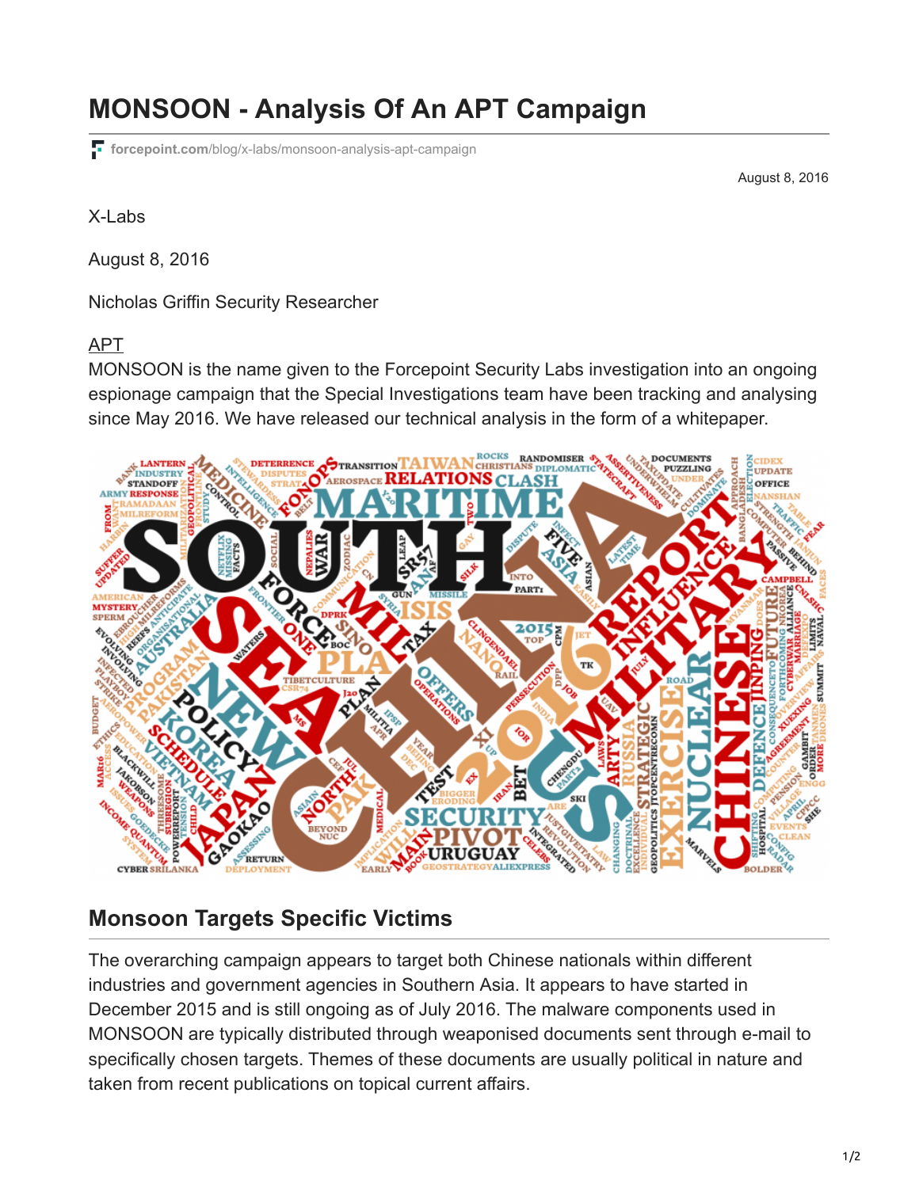# MONSOON - Analysis Of An APT Campaign

forcepoint.com/blog/x-labs/monsoon-analysis-apt-campaign

August 8, 2016

X-Labs

August 8, 2016

Nicholas Griffin Security Researcher

APT

MONSOON is the name given to the Forcepoint Security Labs investigation into an ongoing espionage campaign that the Special Investigations team have been tracking and analysing since May 2016. We have released our technical analysis in the form of a whitepaper.

## Monsoon Targets Specific Victims

The overarching campaign appears to target both Chinese nationals within different industries and government agencies in Southern Asia. It appears to have started in December 2015 and is still ongoing as of July 2016. The malware components used in MONSOON are typically distributed through weaponised documents sent through e-mail to specifically chosen targets. Themes of these documents are usually political in nature and taken from recent publications on topical current affairs.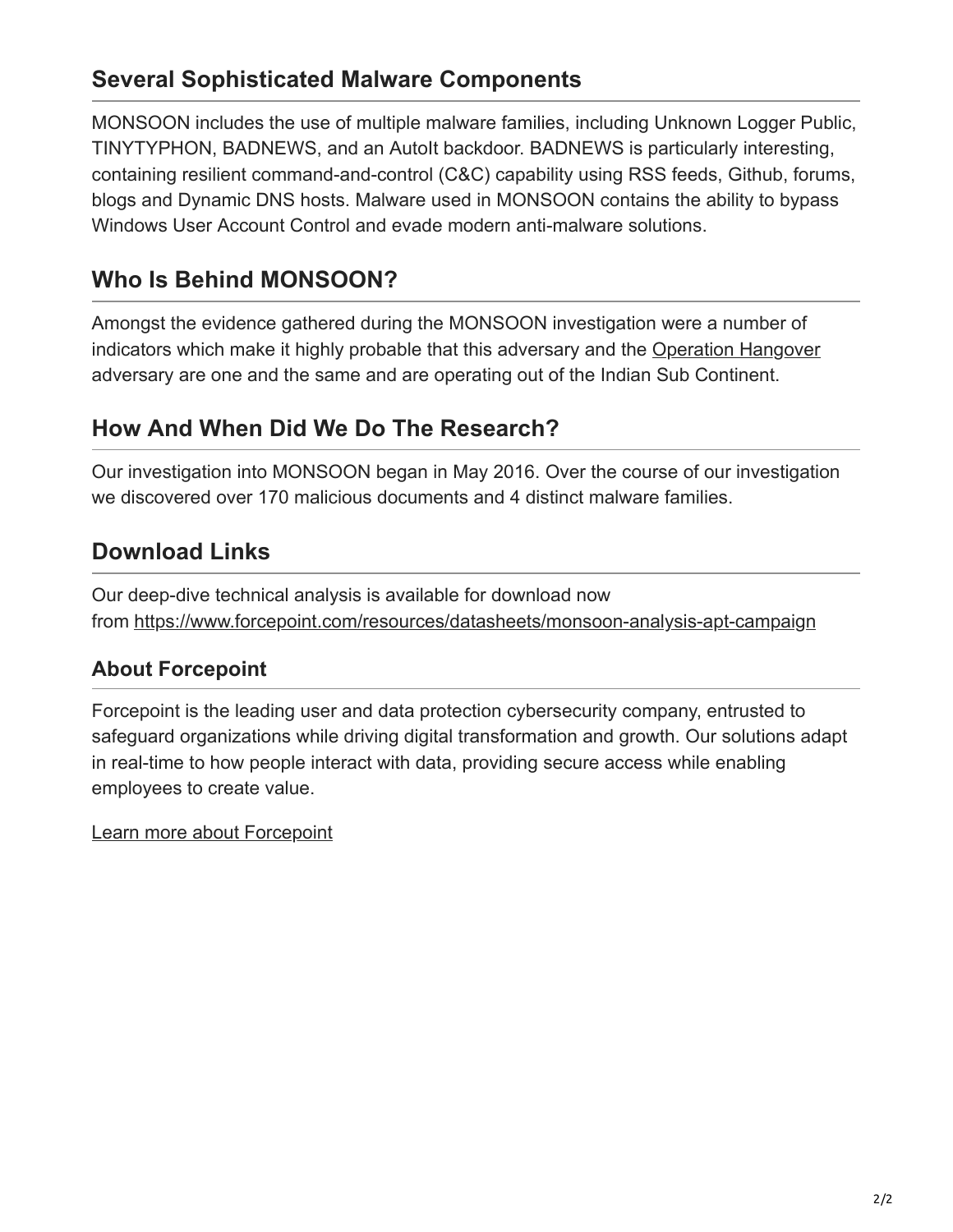## Several Sophisticated Malware Components

MONSOON includes the use of multiple malware families, including Unknown Logger Public, TINYTYPHON, BADNEWS, and an AutoIt backdoor. BADNEWS is particularly interesting, containing resilient command-and-control (C&C) capability using RSS feeds, Github, forums, blogs and Dynamic DNS hosts. Malware used in MONSOON contains the ability to bypass Windows User Account Control and evade modern anti-malware solutions.

## Who Is Behind MONSOON?

Amongst the evidence gathered during the MONSOON investigation were a number of indicators which make it highly probable that this adversary and the Operation Hangover adversary are one and the same and are operating out of the Indian Sub Continent.

## How And When Did We Do The Research?

Our investigation into MONSOON began in May 2016. Over the course of our investigation we discovered over 170 malicious documents and 4 distinct malware families.

## Download Links

Our deep-dive technical analysis is available for download now from https://www.forcepoint.com/resources/datasheets/monsoon-analysis-apt-campaign

### About Forcepoint

Forcepoint is the leading user and data protection cybersecurity company, entrusted to safeguard organizations while driving digital transformation and growth. Our solutions adapt in real-time to how people interact with data, providing secure access while enabling employees to create value.

Learn more about Forcepoint